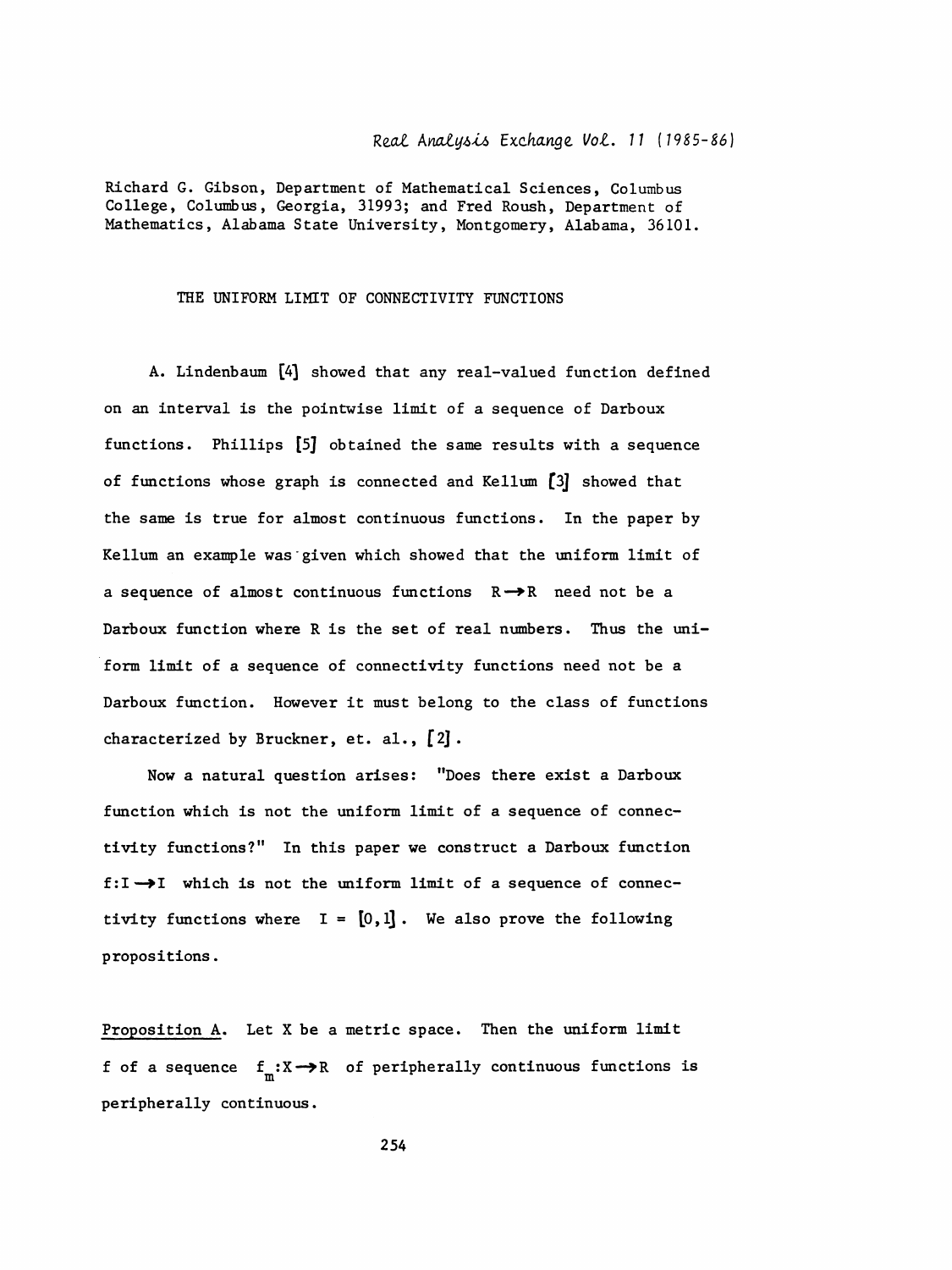Richard G. Gibson, Department of Mathematical Sciences, Columbus College, Columbus, Georgia, 31993; and Fred Roush, Department of Mathematics, Alabama State University, Montgomery, Alabama, 36101.

# THE UNIFORM LIMIT OF CONNECTIVITY FUNCTIONS

A. Lindenbaum [4] showed that any real-valued function defined on an interval is the pointwise limit of a sequence of Darboux functions. Phillips [5] obtained the same results with a sequence of functions whose graph is connected and Kellum [3] showed that the same is true for almost continuous functions. In the paper by Kellum an example was given which showed that the uniform limit of a sequence of almost continuous functions $R \to R$ need not be a Darboux function where R is the set of real numbers. Thus the uniform limit of a sequence of connectivity functions need not be a Darboux function. However it must belong to the class of functions characterized by Bruckner, et. al., [2].

Now a natural question arises: "Does there exist a Darboux function which is not the uniform limit of a sequence of connectivity functions?" In this paper we construct a Darboux function $f: I \to I$ which is not the uniform limit of a sequence of connectivity functions where $I = [0,1]$. We also prove the following propositions.

Proposition A. Let X be a metric space. Then the uniform limit f of a sequence $f_m: X \to R$ of peripherally continuous functions is peripherally continuous.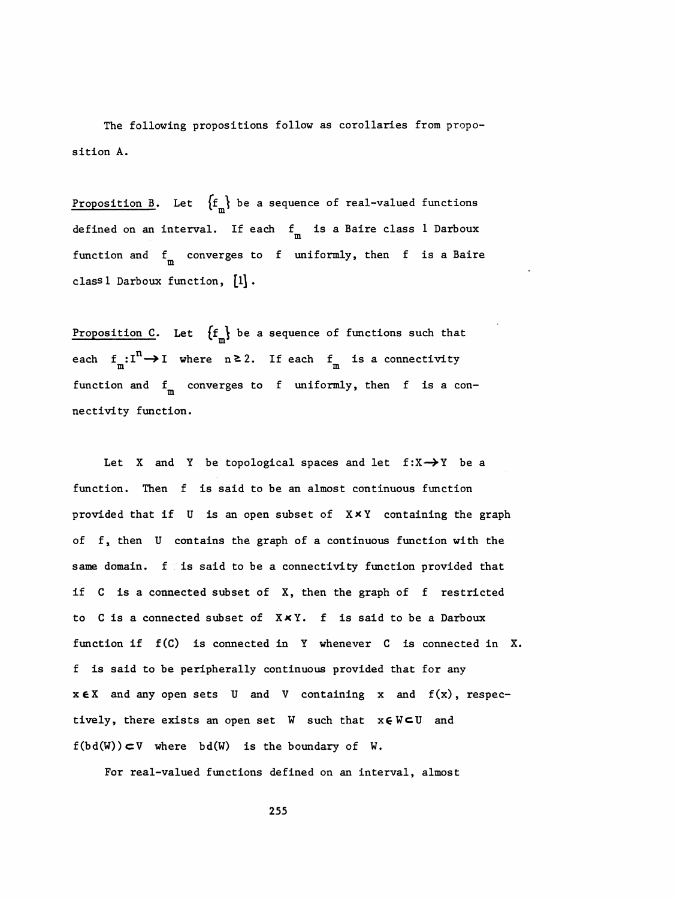The following propositions follow as corollaries from proposition A.

<u>Proposition B</u>. Let $\{f_m\}$ be a sequence of real-valued functions defined on an interval. If each $f_m$ is a Baire class 1 Darboux function and $f_m$ converges to $f$ uniformly, then $f$ is a Baire class 1 Darboux function, [1].

<u>Proposition C</u>. Let $\{f_m\}$ be a sequence of functions such that each $f_m: I^n \to I$ where $n \geq 2$. If each $f_m$ is a connectivity function and $f_m$ converges to $f$ uniformly, then $f$ is a connectivity function.

Let $X$ and $Y$ be topological spaces and let $f: X \to Y$ be a function. Then $f$ is said to be an almost continuous function provided that if $U$ is an open subset of $X \times Y$ containing the graph of $f$, then $U$ contains the graph of a continuous function with the same domain. $f$ is said to be a connectivity function provided that if $C$ is a connected subset of $X$, then the graph of $f$ restricted to $C$ is a connected subset of $X \times Y$. $f$ is said to be a Darboux function if $f(C)$ is connected in $Y$ whenever $C$ is connected in $X$. $f$ is said to be peripherally continuous provided that for any $x \in X$ and any open sets $U$ and $V$ containing $x$ and $f(x)$, respectively, there exists an open set $W$ such that $x \in W \subset U$ and $f(bd(W)) \subset V$ where $bd(W)$ is the boundary of $W$.

For real-valued functions defined on an interval, almost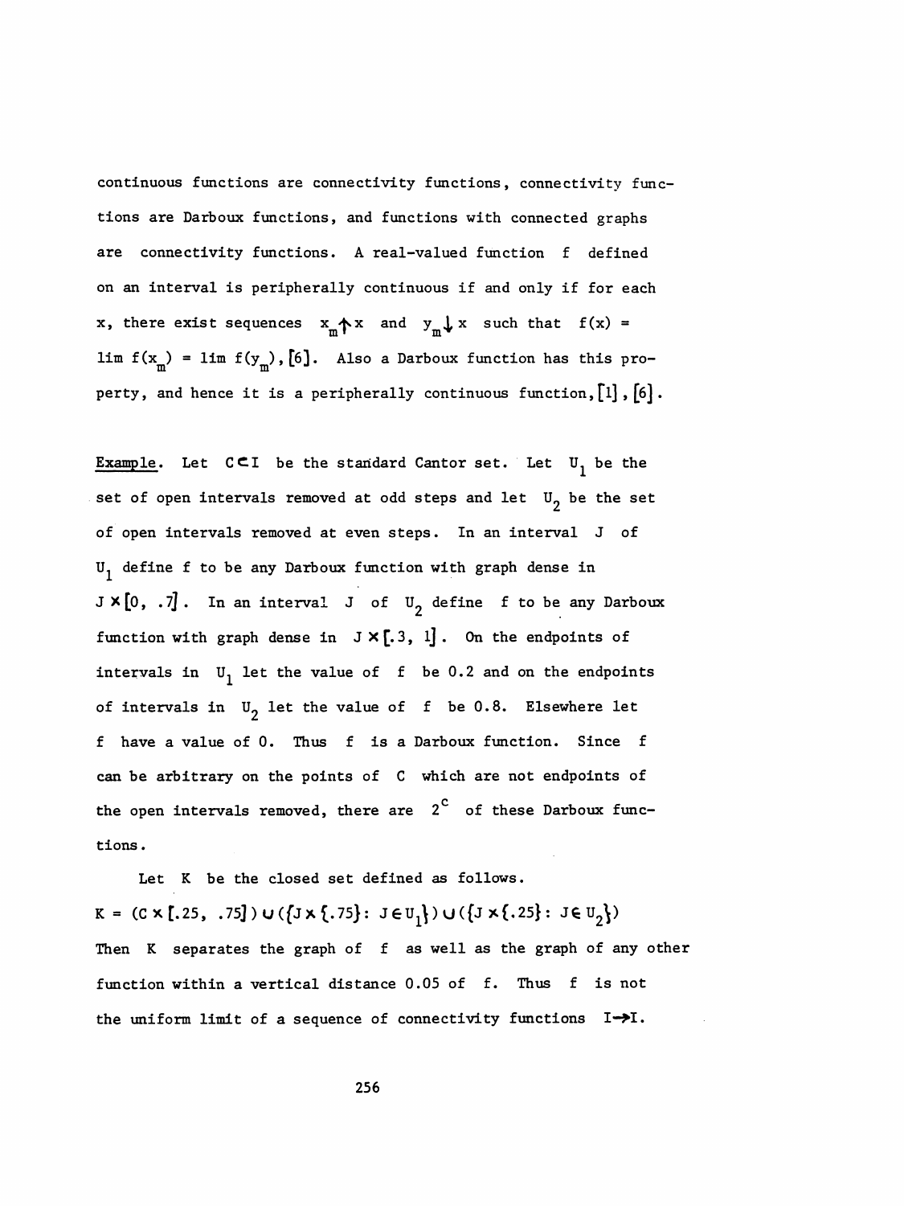continuous functions are connectivity functions, connectivity functions are Darboux functions, and functions with connected graphs are connectivity functions. A real-valued function $f$ defined on an interval is peripherally continuous if and only if for each $x$, there exist sequences $x_m \uparrow x$ and $y_m \downarrow x$ such that $f(x) = \lim f(x_m) = \lim f(y_m)$, [6]. Also a Darboux function has this property, and hence it is a peripherally continuous function, [1], [6].

Example. Let $C \subset I$ be the standard Cantor set. Let $U_1$ be the set of open intervals removed at odd steps and let $U_2$ be the set of open intervals removed at even steps. In an interval $J$ of $U_1$ define $f$ to be any Darboux function with graph dense in $J \times [0, .7]$. In an interval $J$ of $U_2$ define $f$ to be any Darboux function with graph dense in $J \times [.3, 1]$. On the endpoints of intervals in $U_1$ let the value of $f$ be 0.2 and on the endpoints of intervals in $U_2$ let the value of $f$ be 0.8. Elsewhere let $f$ have a value of 0. Thus $f$ is a Darboux function. Since $f$ can be arbitrary on the points of $C$ which are not endpoints of the open intervals removed, there are $2^c$ of these Darboux functions.

Let $K$ be the closed set defined as follows.

$$K = (C \times [.25, .75]) \cup (\{J \times \{.75\} : J \in U_1\}) \cup (\{J \times \{.25\} : J \in U_2\})$$

Then $K$ separates the graph of $f$ as well as the graph of any other function within a vertical distance 0.05 of $f$. Thus $f$ is not the uniform limit of a sequence of connectivity functions $I \to I$.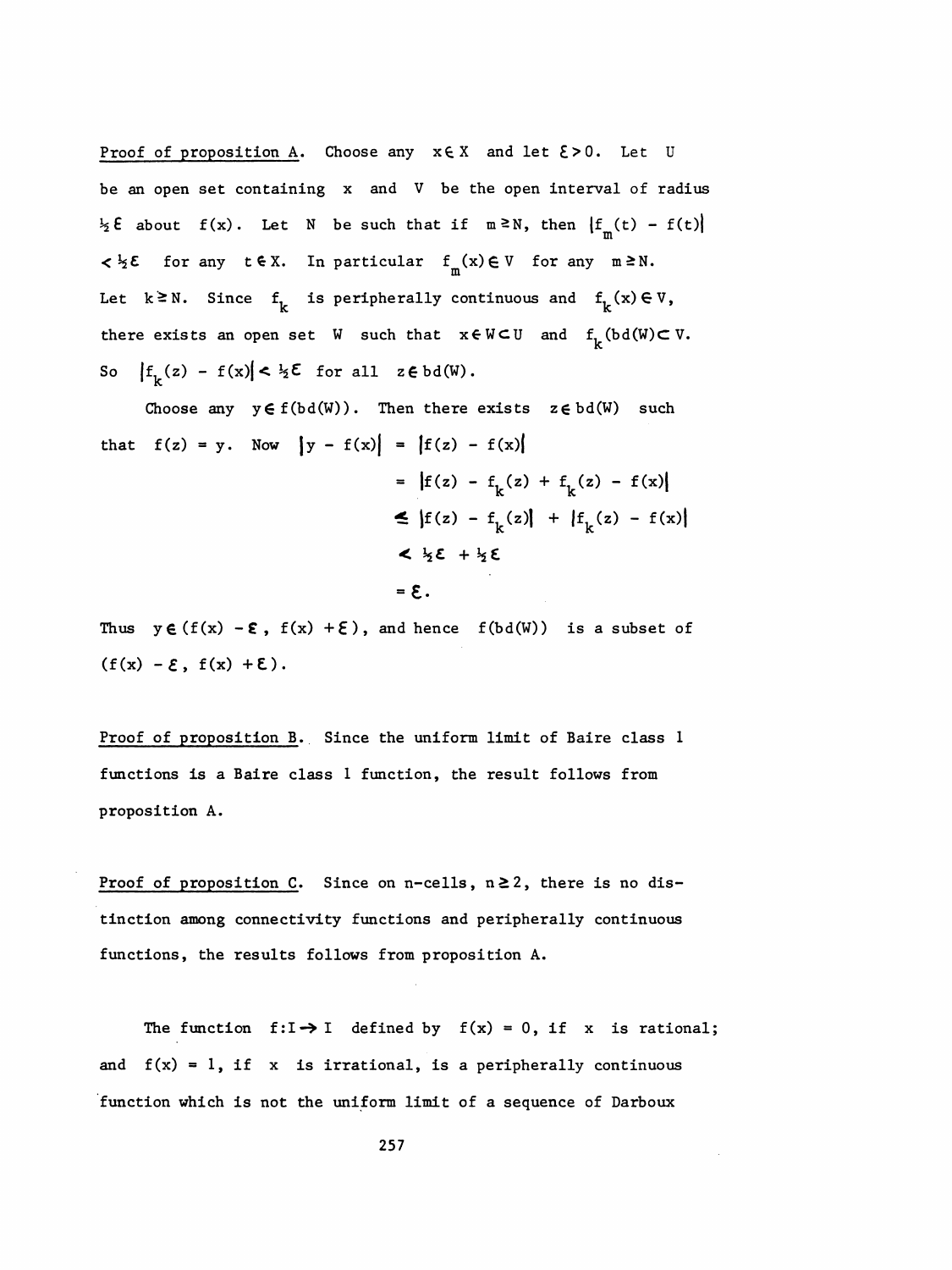Proof of proposition A. Choose any $x \in X$ and let $\varepsilon > 0$. Let $U$ be an open set containing $x$ and $V$ be the open interval of radius $\frac{1}{2}\varepsilon$ about $f(x)$. Let $N$ be such that if $m \geq N$, then $|f_m(t) - f(t)| < \frac{1}{2}\varepsilon$ for any $t \in X$. In particular $f_m(x) \in V$ for any $m \geq N$. Let $k \geq N$. Since $f_k$ is peripherally continuous and $f_k(x) \in V$, there exists an open set $W$ such that $x \in W \subset U$ and $f_k(\mathrm{bd}(W) \subset V$. So $|f_k(z) - f(x)| < \frac{1}{2}\varepsilon$ for all $z \in \mathrm{bd}(W)$.

Choose any $y \in f(\mathrm{bd}(W))$. Then there exists $z \in \mathrm{bd}(W)$ such that $f(z) = y$. Now

$$
\begin{aligned}
|y - f(x)| &= |f(z) - f(x)| \\
&= |f(z) - f_k(z) + f_k(z) - f(x)| \\
&\leq |f(z) - f_k(z)| + |f_k(z) - f(x)| \\
&< \tfrac{1}{2}\varepsilon + \tfrac{1}{2}\varepsilon \\
&= \varepsilon .
\end{aligned}
$$

Thus $y \in (f(x) - \varepsilon, f(x) + \varepsilon)$, and hence $f(\mathrm{bd}(W))$ is a subset of $(f(x) - \varepsilon, f(x) + \varepsilon)$.

Proof of proposition B. Since the uniform limit of Baire class 1 functions is a Baire class 1 function, the result follows from proposition A.

Proof of proposition C. Since on n-cells, $n \geq 2$, there is no distinction among connectivity functions and peripherally continuous functions, the results follows from proposition A.

The function $f: I \to I$ defined by $f(x) = 0$, if $x$ is rational; and $f(x) = 1$, if $x$ is irrational, is a peripherally continuous function which is not the uniform limit of a sequence of Darboux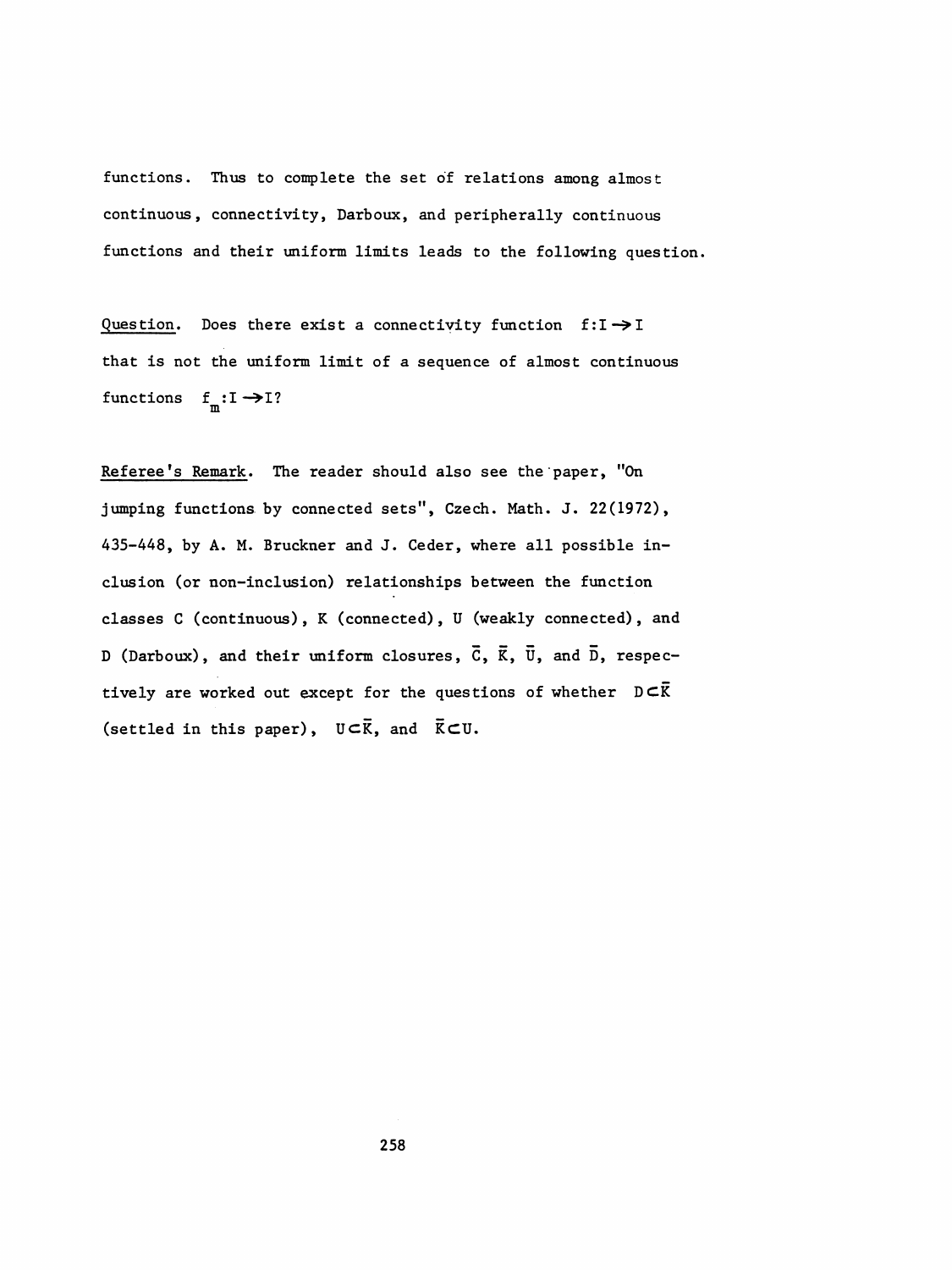functions. Thus to complete the set of relations among almost continuous, connectivity, Darboux, and peripherally continuous functions and their uniform limits leads to the following question.

Question. Does there exist a connectivity function $f: I \to I$ that is not the uniform limit of a sequence of almost continuous functions $f_m: I \to I$?

Referee's Remark. The reader should also see the paper, "On jumping functions by connected sets", Czech. Math. J. 22(1972), 435-448, by A. M. Bruckner and J. Ceder, where all possible inclusion (or non-inclusion) relationships between the function classes C (continuous), K (connected), U (weakly connected), and D (Darboux), and their uniform closures, $\bar{C}$, $\bar{K}$, $\bar{U}$, and $\bar{D}$, respectively are worked out except for the questions of whether $D \subset \bar{K}$ (settled in this paper), $U \subset \bar{K}$, and $\bar{K} \subset U$.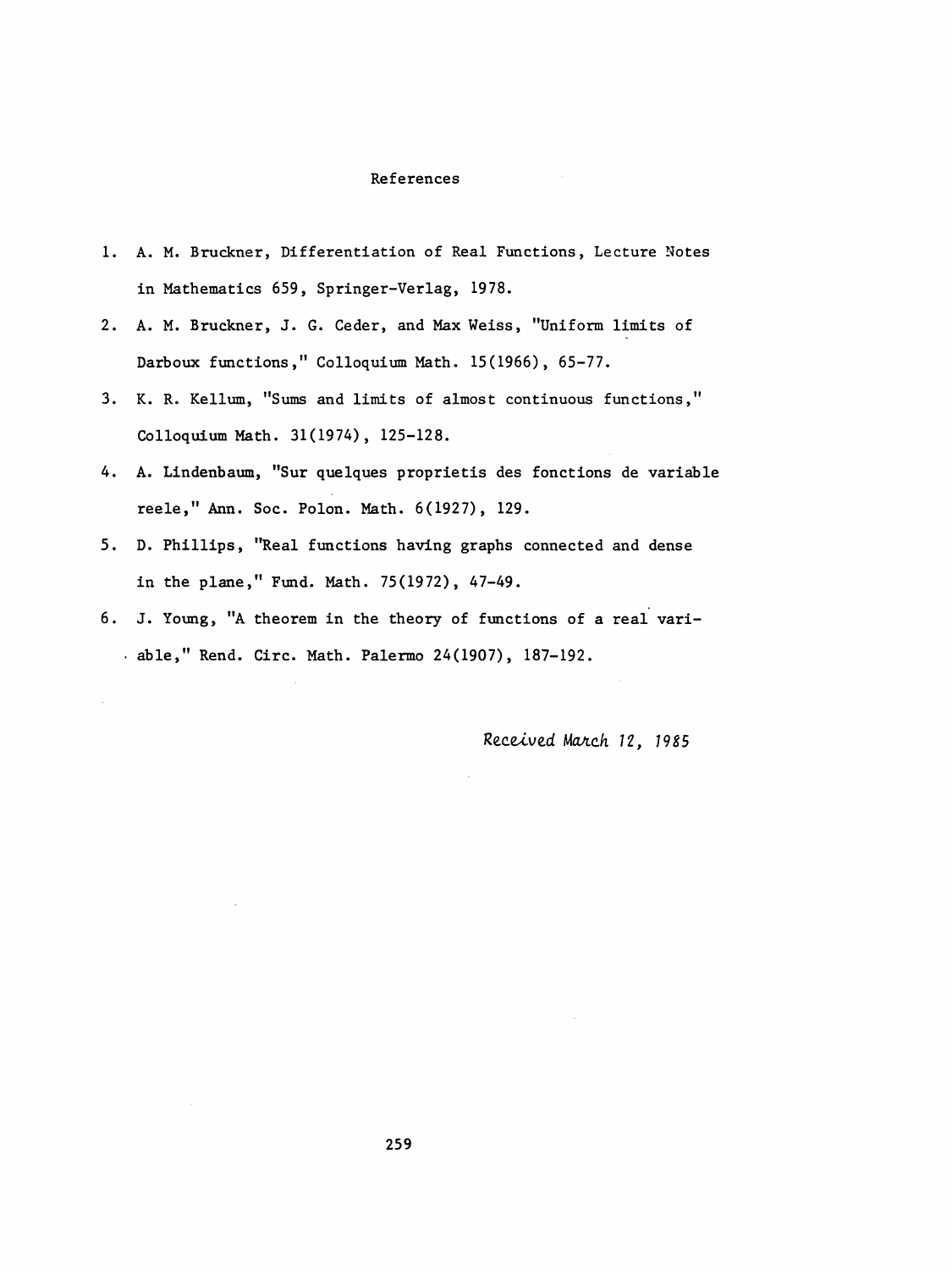## References

1. A. M. Bruckner, Differentiation of Real Functions, Lecture Notes in Mathematics 659, Springer-Verlag, 1978.
2. A. M. Bruckner, J. G. Ceder, and Max Weiss, "Uniform limits of Darboux functions," Colloquium Math. 15(1966), 65-77.
3. K. R. Kellum, "Sums and limits of almost continuous functions," Colloquium Math. 31(1974), 125-128.
4. A. Lindenbaum, "Sur quelques proprietis des fonctions de variable reele," Ann. Soc. Polon. Math. 6(1927), 129.
5. D. Phillips, "Real functions having graphs connected and dense in the plane," Fund. Math. 75(1972), 47-49.
6. J. Young, "A theorem in the theory of functions of a real variable," Rend. Circ. Math. Palermo 24(1907), 187-192.

*Received March 12, 1985*